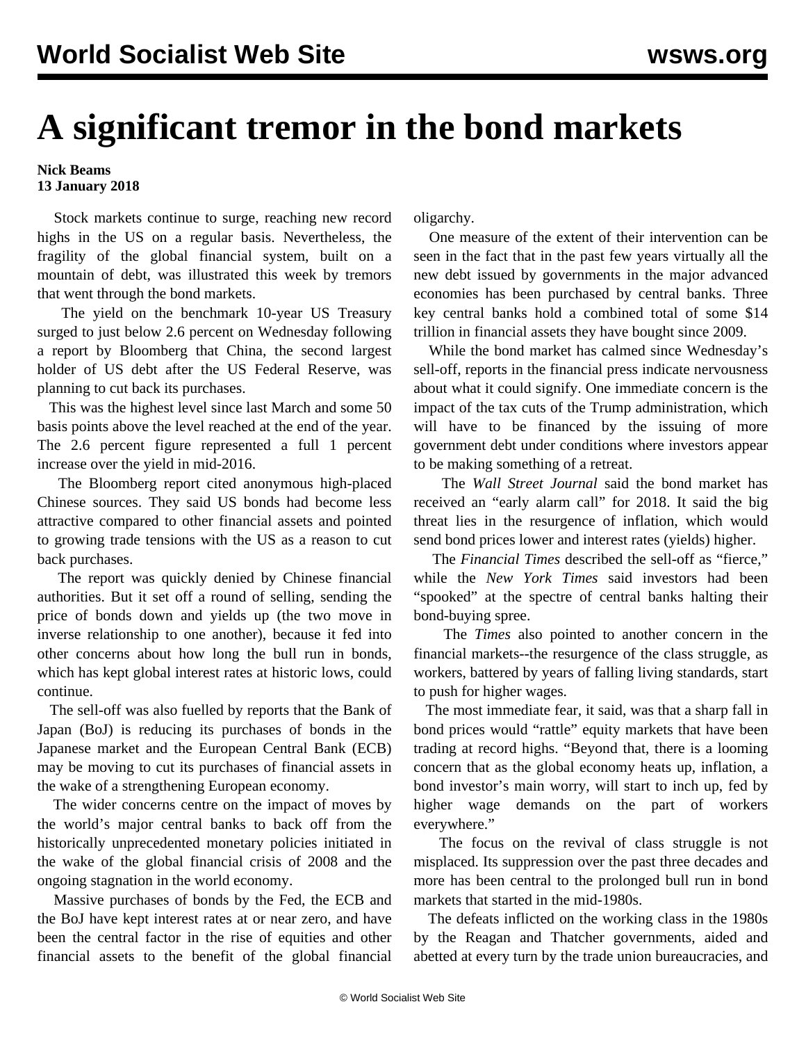# A significant tremor in the bond markets

**Nick Beams**
**13 January 2018**

Stock markets continue to surge, reaching new record highs in the US on a regular basis. Nevertheless, the fragility of the global financial system, built on a mountain of debt, was illustrated this week by tremors that went through the bond markets.

The yield on the benchmark 10-year US Treasury surged to just below 2.6 percent on Wednesday following a report by Bloomberg that China, the second largest holder of US debt after the US Federal Reserve, was planning to cut back its purchases.

This was the highest level since last March and some 50 basis points above the level reached at the end of the year. The 2.6 percent figure represented a full 1 percent increase over the yield in mid-2016.

The Bloomberg report cited anonymous high-placed Chinese sources. They said US bonds had become less attractive compared to other financial assets and pointed to growing trade tensions with the US as a reason to cut back purchases.

The report was quickly denied by Chinese financial authorities. But it set off a round of selling, sending the price of bonds down and yields up (the two move in inverse relationship to one another), because it fed into other concerns about how long the bull run in bonds, which has kept global interest rates at historic lows, could continue.

The sell-off was also fuelled by reports that the Bank of Japan (BoJ) is reducing its purchases of bonds in the Japanese market and the European Central Bank (ECB) may be moving to cut its purchases of financial assets in the wake of a strengthening European economy.

The wider concerns centre on the impact of moves by the world's major central banks to back off from the historically unprecedented monetary policies initiated in the wake of the global financial crisis of 2008 and the ongoing stagnation in the world economy.

Massive purchases of bonds by the Fed, the ECB and the BoJ have kept interest rates at or near zero, and have been the central factor in the rise of equities and other financial assets to the benefit of the global financial oligarchy.

One measure of the extent of their intervention can be seen in the fact that in the past few years virtually all the new debt issued by governments in the major advanced economies has been purchased by central banks. Three key central banks hold a combined total of some $14 trillion in financial assets they have bought since 2009.

While the bond market has calmed since Wednesday's sell-off, reports in the financial press indicate nervousness about what it could signify. One immediate concern is the impact of the tax cuts of the Trump administration, which will have to be financed by the issuing of more government debt under conditions where investors appear to be making something of a retreat.

The *Wall Street Journal* said the bond market has received an "early alarm call" for 2018. It said the big threat lies in the resurgence of inflation, which would send bond prices lower and interest rates (yields) higher.

The *Financial Times* described the sell-off as "fierce," while the *New York Times* said investors had been "spooked" at the spectre of central banks halting their bond-buying spree.

The *Times* also pointed to another concern in the financial markets--the resurgence of the class struggle, as workers, battered by years of falling living standards, start to push for higher wages.

The most immediate fear, it said, was that a sharp fall in bond prices would "rattle" equity markets that have been trading at record highs. "Beyond that, there is a looming concern that as the global economy heats up, inflation, a bond investor's main worry, will start to inch up, fed by higher wage demands on the part of workers everywhere."

The focus on the revival of class struggle is not misplaced. Its suppression over the past three decades and more has been central to the prolonged bull run in bond markets that started in the mid-1980s.

The defeats inflicted on the working class in the 1980s by the Reagan and Thatcher governments, aided and abetted at every turn by the trade union bureaucracies, and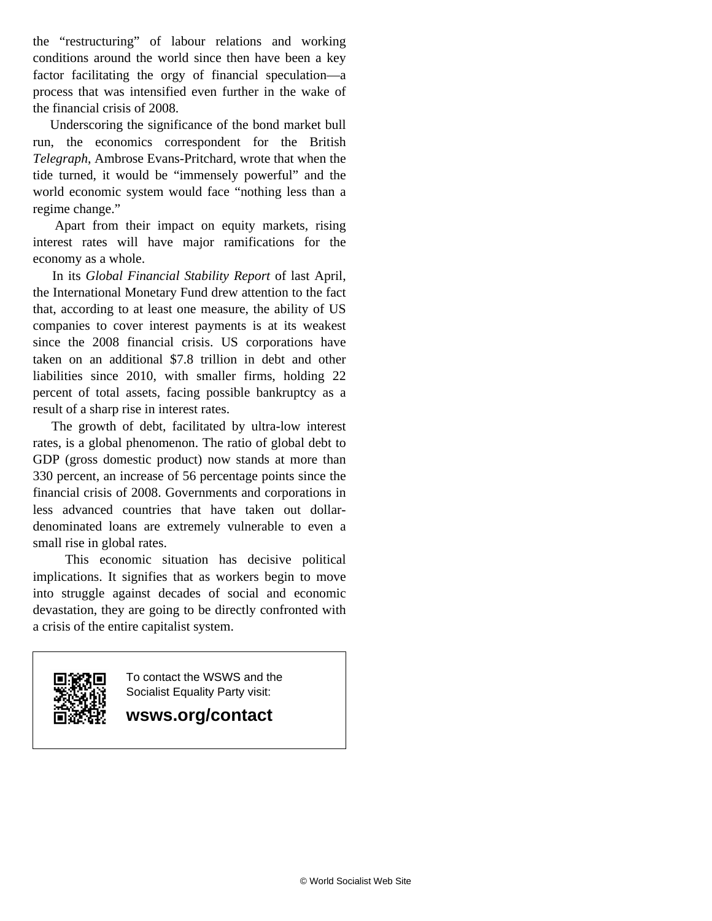the "restructuring" of labour relations and working conditions around the world since then have been a key factor facilitating the orgy of financial speculation—a process that was intensified even further in the wake of the financial crisis of 2008.

Underscoring the significance of the bond market bull run, the economics correspondent for the British *Telegraph*, Ambrose Evans-Pritchard, wrote that when the tide turned, it would be "immensely powerful" and the world economic system would face "nothing less than a regime change."

Apart from their impact on equity markets, rising interest rates will have major ramifications for the economy as a whole.

In its *Global Financial Stability Report* of last April, the International Monetary Fund drew attention to the fact that, according to at least one measure, the ability of US companies to cover interest payments is at its weakest since the 2008 financial crisis. US corporations have taken on an additional $7.8 trillion in debt and other liabilities since 2010, with smaller firms, holding 22 percent of total assets, facing possible bankruptcy as a result of a sharp rise in interest rates.

The growth of debt, facilitated by ultra-low interest rates, is a global phenomenon. The ratio of global debt to GDP (gross domestic product) now stands at more than 330 percent, an increase of 56 percentage points since the financial crisis of 2008. Governments and corporations in less advanced countries that have taken out dollar-denominated loans are extremely vulnerable to even a small rise in global rates.

This economic situation has decisive political implications. It signifies that as workers begin to move into struggle against decades of social and economic devastation, they are going to be directly confronted with a crisis of the entire capitalist system.

To contact the WSWS and the Socialist Equality Party visit:

**wsws.org/contact**